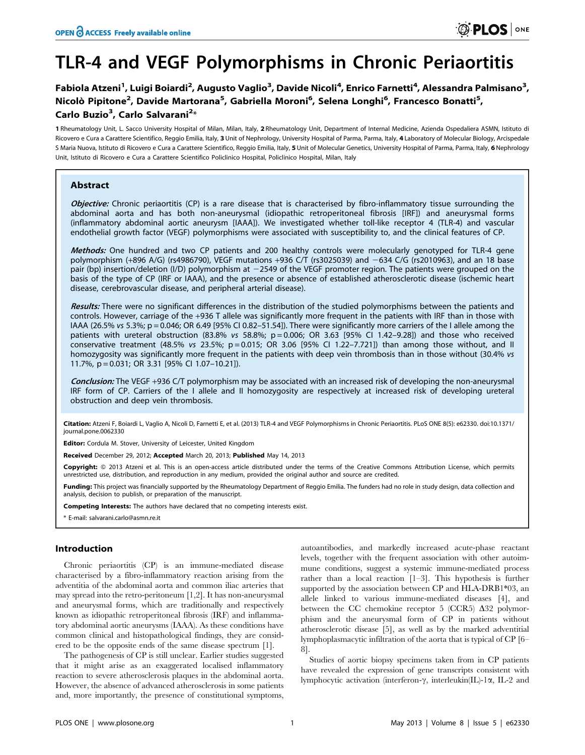# TLR-4 and VEGF Polymorphisms in Chronic Periaortitis

**Fabiola Atzeni[1], Luigi Boiardi[2], Augusto Vaglio[3], Davide Nicoli[4], Enrico Farnetti[4], Alessandra Palmisano[3], Nicolò Pipitone[2], Davide Martorana[5], Gabriella Moroni[6], Selena Longhi[6], Francesco Bonatti[5], Carlo Buzio[3], Carlo Salvarani[2]***

1 Rheumatology Unit, L. Sacco University Hospital of Milan, Milan, Italy, 2 Rheumatology Unit, Department of Internal Medicine, Azienda Ospedaliera ASMN, Istituto di Ricovero e Cura a Carattere Scientifico, Reggio Emilia, Italy, 3 Unit of Nephrology, University Hospital of Parma, Parma, Italy, 4 Laboratory of Molecular Biology, Arcispedale S Maria Nuova, Istituto di Ricovero e Cura a Carattere Scientifico, Reggio Emilia, Italy, 5 Unit of Molecular Genetics, University Hospital of Parma, Parma, Italy, 6 Nephrology Unit, Istituto di Ricovero e Cura a Carattere Scientifico Policlinico Hospital, Policlinico Hospital, Milan, Italy

## Abstract

***Objective:*** Chronic periaortitis (CP) is a rare disease that is characterised by fibro-inflammatory tissue surrounding the abdominal aorta and has both non-aneurysmal (idiopathic retroperitoneal fibrosis [IRF]) and aneurysmal forms (inflammatory abdominal aortic aneurysm [IAAA]). We investigated whether toll-like receptor 4 (TLR-4) and vascular endothelial growth factor (VEGF) polymorphisms were associated with susceptibility to, and the clinical features of CP.

***Methods:*** One hundred and two CP patients and 200 healthy controls were molecularly genotyped for TLR-4 gene polymorphism (+896 A/G) (rs4986790), VEGF mutations +936 C/T (rs3025039) and −634 C/G (rs2010963), and an 18 base pair (bp) insertion/deletion (I/D) polymorphism at −2549 of the VEGF promoter region. The patients were grouped on the basis of the type of CP (IRF or IAAA), and the presence or absence of established atherosclerotic disease (ischemic heart disease, cerebrovascular disease, and peripheral arterial disease).

***Results:*** There were no significant differences in the distribution of the studied polymorphisms between the patients and controls. However, carriage of the +936 T allele was significantly more frequent in the patients with IRF than in those with IAAA (26.5% *vs* 5.3%; p = 0.046; OR 6.49 [95% CI 0.82–51.54]). There were significantly more carriers of the I allele among the patients with ureteral obstruction (83.8% *vs* 58.8%; p = 0.006; OR 3.63 [95% CI 1.42–9.28]) and those who received conservative treatment (48.5% *vs* 23.5%; p = 0.015; OR 3.06 [95% CI 1.22–7.721]) than among those without, and II homozygosity was significantly more frequent in the patients with deep vein thrombosis than in those without (30.4% *vs* 11.7%, p = 0.031; OR 3.31 [95% CI 1.07–10.21]).

***Conclusion:*** The VEGF +936 C/T polymorphism may be associated with an increased risk of developing the non-aneurysmal IRF form of CP. Carriers of the I allele and II homozygosity are respectively at increased risk of developing ureteral obstruction and deep vein thrombosis.

**Citation:** Atzeni F, Boiardi L, Vaglio A, Nicoli D, Farnetti E, et al. (2013) TLR-4 and VEGF Polymorphisms in Chronic Periaortitis. PLoS ONE 8(5): e62330. doi:10.1371/journal.pone.0062330

**Editor:** Cordula M. Stover, University of Leicester, United Kingdom

**Received** December 29, 2012; **Accepted** March 20, 2013; **Published** May 14, 2013

**Copyright:** © 2013 Atzeni et al. This is an open-access article distributed under the terms of the Creative Commons Attribution License, which permits unrestricted use, distribution, and reproduction in any medium, provided the original author and source are credited.

**Funding:** This project was financially supported by the Rheumatology Department of Reggio Emilia. The funders had no role in study design, data collection and analysis, decision to publish, or preparation of the manuscript.

**Competing Interests:** The authors have declared that no competing interests exist.

\* E-mail: salvarani.carlo@asmn.re.it

## Introduction

Chronic periaortitis (CP) is an immune-mediated disease characterised by a fibro-inflammatory reaction arising from the adventitia of the abdominal aorta and common iliac arteries that may spread into the retro-peritoneum [1,2]. It has non-aneurysmal and aneurysmal forms, which are traditionally and respectively known as idiopathic retroperitoneal fibrosis (IRF) and inflammatory abdominal aortic aneurysms (IAAA). As these conditions have common clinical and histopathological findings, they are considered to be the opposite ends of the same disease spectrum [1].

The pathogenesis of CP is still unclear. Earlier studies suggested that it might arise as an exaggerated localised inflammatory reaction to severe atherosclerosis plaques in the abdominal aorta. However, the absence of advanced atherosclerosis in some patients and, more importantly, the presence of constitutional symptoms, autoantibodies, and markedly increased acute-phase reactant levels, together with the frequent association with other autoimmune conditions, suggest a systemic immune-mediated process rather than a local reaction [1–3]. This hypothesis is further supported by the association between CP and HLA-DRB1*03, an allele linked to various immune-mediated diseases [4], and between the CC chemokine receptor 5 (CCR5) Δ32 polymorphism and the aneurysmal form of CP in patients without atherosclerotic disease [5], as well as by the marked adventitial lymphoplasmacytic infiltration of the aorta that is typical of CP [6–8].

Studies of aortic biopsy specimens taken from in CP patients have revealed the expression of gene transcripts consistent with lymphocytic activation (interferon-γ, interleukin(IL)-1α, IL-2 and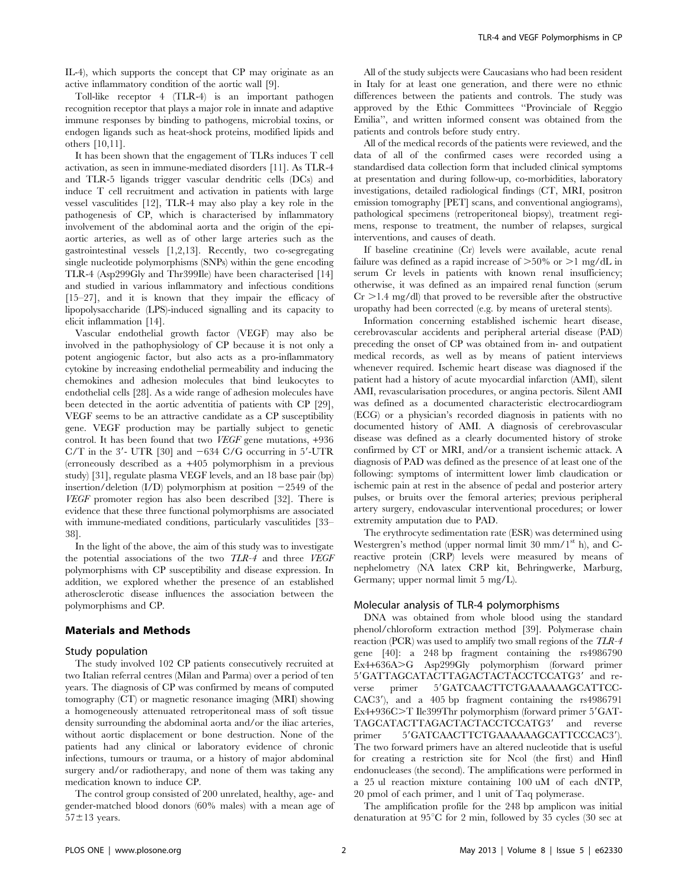IL-4), which supports the concept that CP may originate as an active inflammatory condition of the aortic wall [9].

Toll-like receptor 4 (TLR-4) is an important pathogen recognition receptor that plays a major role in innate and adaptive immune responses by binding to pathogens, microbial toxins, or endogen ligands such as heat-shock proteins, modified lipids and others [10,11].

It has been shown that the engagement of TLRs induces T cell activation, as seen in immune-mediated disorders [11]. As TLR-4 and TLR-5 ligands trigger vascular dendritic cells (DCs) and induce T cell recruitment and activation in patients with large vessel vasculitides [12], TLR-4 may also play a key role in the pathogenesis of CP, which is characterised by inflammatory involvement of the abdominal aorta and the origin of the epi-aortic arteries, as well as of other large arteries such as the gastrointestinal vessels [1,2,13]. Recently, two co-segregating single nucleotide polymorphisms (SNPs) within the gene encoding TLR-4 (Asp299Gly and Thr399Ile) have been characterised [14] and studied in various inflammatory and infectious conditions [15–27], and it is known that they impair the efficacy of lipopolysaccharide (LPS)-induced signalling and its capacity to elicit inflammation [14].

Vascular endothelial growth factor (VEGF) may also be involved in the pathophysiology of CP because it is not only a potent angiogenic factor, but also acts as a pro-inflammatory cytokine by increasing endothelial permeability and inducing the chemokines and adhesion molecules that bind leukocytes to endothelial cells [28]. As a wide range of adhesion molecules have been detected in the aortic adventitia of patients with CP [29], VEGF seems to be an attractive candidate as a CP susceptibility gene. VEGF production may be partially subject to genetic control. It has been found that two *VEGF* gene mutations, +936 C/T in the 3′- UTR [30] and −634 C/G occurring in 5′-UTR (erroneously described as a +405 polymorphism in a previous study) [31], regulate plasma VEGF levels, and an 18 base pair (bp) insertion/deletion (I/D) polymorphism at position −2549 of the *VEGF* promoter region has also been described [32]. There is evidence that these three functional polymorphisms are associated with immune-mediated conditions, particularly vasculitides [33–38].

In the light of the above, the aim of this study was to investigate the potential associations of the two *TLR-4* and three *VEGF* polymorphisms with CP susceptibility and disease expression. In addition, we explored whether the presence of an established atherosclerotic disease influences the association between the polymorphisms and CP.

## Materials and Methods

### Study population

The study involved 102 CP patients consecutively recruited at two Italian referral centres (Milan and Parma) over a period of ten years. The diagnosis of CP was confirmed by means of computed tomography (CT) or magnetic resonance imaging (MRI) showing a homogeneously attenuated retroperitoneal mass of soft tissue density surrounding the abdominal aorta and/or the iliac arteries, without aortic displacement or bone destruction. None of the patients had any clinical or laboratory evidence of chronic infections, tumours or trauma, or a history of major abdominal surgery and/or radiotherapy, and none of them was taking any medication known to induce CP.

The control group consisted of 200 unrelated, healthy, age- and gender-matched blood donors (60% males) with a mean age of 57±13 years.

All of the study subjects were Caucasians who had been resident in Italy for at least one generation, and there were no ethnic differences between the patients and controls. The study was approved by the Ethic Committees "Provinciale of Reggio Emilia", and written informed consent was obtained from the patients and controls before study entry.

All of the medical records of the patients were reviewed, and the data of all of the confirmed cases were recorded using a standardised data collection form that included clinical symptoms at presentation and during follow-up, co-morbidities, laboratory investigations, detailed radiological findings (CT, MRI, positron emission tomography [PET] scans, and conventional angiograms), pathological specimens (retroperitoneal biopsy), treatment regimens, response to treatment, the number of relapses, surgical interventions, and causes of death.

If baseline creatinine (Cr) levels were available, acute renal failure was defined as a rapid increase of >50% or >1 mg/dL in serum Cr levels in patients with known renal insufficiency; otherwise, it was defined as an impaired renal function (serum Cr >1.4 mg/dl) that proved to be reversible after the obstructive uropathy had been corrected (e.g. by means of ureteral stents).

Information concerning established ischemic heart disease, cerebrovascular accidents and peripheral arterial disease (PAD) preceding the onset of CP was obtained from in- and outpatient medical records, as well as by means of patient interviews whenever required. Ischemic heart disease was diagnosed if the patient had a history of acute myocardial infarction (AMI), silent AMI, revascularisation procedures, or angina pectoris. Silent AMI was defined as a documented characteristic electrocardiogram (ECG) or a physician's recorded diagnosis in patients with no documented history of AMI. A diagnosis of cerebrovascular disease was defined as a clearly documented history of stroke confirmed by CT or MRI, and/or a transient ischemic attack. A diagnosis of PAD was defined as the presence of at least one of the following: symptoms of intermittent lower limb claudication or ischemic pain at rest in the absence of pedal and posterior artery pulses, or bruits over the femoral arteries; previous peripheral artery surgery, endovascular interventional procedures; or lower extremity amputation due to PAD.

The erythrocyte sedimentation rate (ESR) was determined using Westergren's method (upper normal limit 30 mm/1st h), and C-reactive protein (CRP) levels were measured by means of nephelometry (NA latex CRP kit, Behringwerke, Marburg, Germany; upper normal limit 5 mg/L).

### Molecular analysis of TLR-4 polymorphisms

DNA was obtained from whole blood using the standard phenol/chloroform extraction method [39]. Polymerase chain reaction (PCR) was used to amplify two small regions of the *TLR-4* gene [40]: a 248 bp fragment containing the rs4986790 Ex4+636A>G Asp299Gly polymorphism (forward primer 5′GATTAGCATACTTAGACTACTACCTCCATG3′ and reverse primer 5′GATCAACTTCTGAAAAAAGCATTCC-CAC3′), and a 405 bp fragment containing the rs4986791 Ex4+936C>T Ile399Thr polymorphism (forward primer 5′GAT-TAGCATACTTAGACTACTACCTCCATG3′ and reverse primer 5′GATCAACTTCTGAAAAAAGCATTCCCAC3′). The two forward primers have an altered nucleotide that is useful for creating a restriction site for NcoI (the first) and HinfI endonucleases (the second). The amplifications were performed in a 25 ul reaction mixture containing 100 uM of each dNTP, 20 pmol of each primer, and 1 unit of Taq polymerase.

The amplification profile for the 248 bp amplicon was initial denaturation at 95°C for 2 min, followed by 35 cycles (30 sec at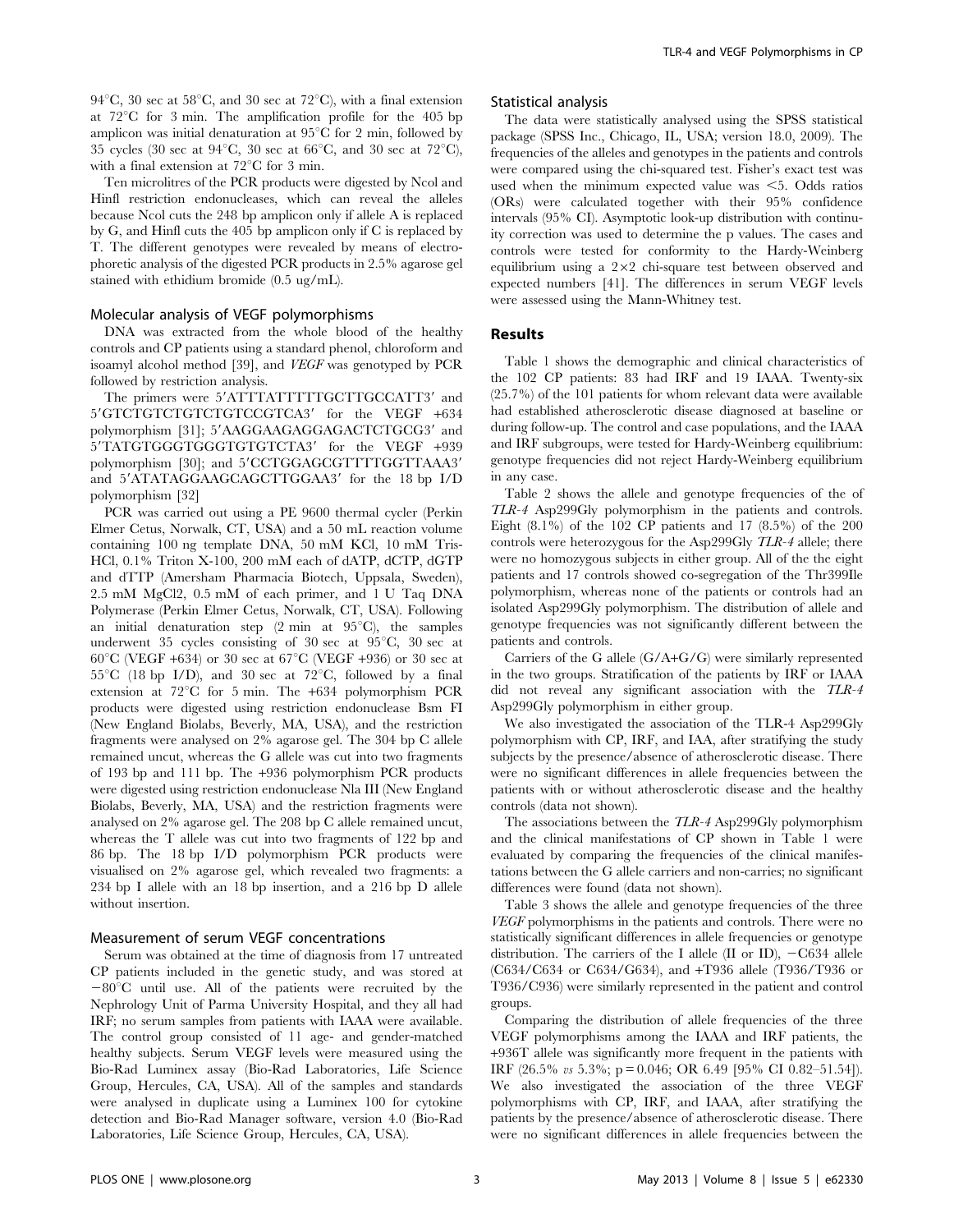94°C, 30 sec at 58°C, and 30 sec at 72°C), with a final extension at 72°C for 3 min. The amplification profile for the 405 bp amplicon was initial denaturation at 95°C for 2 min, followed by 35 cycles (30 sec at 94°C, 30 sec at 66°C, and 30 sec at 72°C), with a final extension at 72°C for 3 min.

Ten microlitres of the PCR products were digested by NcoI and HinfI restriction endonucleases, which can reveal the alleles because NcoI cuts the 248 bp amplicon only if allele A is replaced by G, and HinfI cuts the 405 bp amplicon only if C is replaced by T. The different genotypes were revealed by means of electrophoretic analysis of the digested PCR products in 2.5% agarose gel stained with ethidium bromide (0.5 ug/mL).

### Molecular analysis of VEGF polymorphisms

DNA was extracted from the whole blood of the healthy controls and CP patients using a standard phenol, chloroform and isoamyl alcohol method [39], and *VEGF* was genotyped by PCR followed by restriction analysis.

The primers were 5′ATTTATTTTTGCTTGCCATT3′ and 5′GTCTGTCTGTCTGTCCGTCA3′ for the VEGF +634 polymorphism [31]; 5′AAGGAAGAGGAGACTCTGCG3′ and 5′TATGTGGGTGGGTGTGTCTA3′ for the VEGF +939 polymorphism [30]; and 5′CCTGGAGCGTTTTGGTTAAA3′ and 5′ATATAGGAAGCAGCTTGGAA3′ for the 18 bp I/D polymorphism [32]

PCR was carried out using a PE 9600 thermal cycler (Perkin Elmer Cetus, Norwalk, CT, USA) and a 50 mL reaction volume containing 100 ng template DNA, 50 mM KCl, 10 mM Tris-HCl, 0.1% Triton X-100, 200 mM each of dATP, dCTP, dGTP and dTTP (Amersham Pharmacia Biotech, Uppsala, Sweden), 2.5 mM MgCl2, 0.5 mM of each primer, and 1 U Taq DNA Polymerase (Perkin Elmer Cetus, Norwalk, CT, USA). Following an initial denaturation step (2 min at 95°C), the samples underwent 35 cycles consisting of 30 sec at 95°C, 30 sec at 60°C (VEGF +634) or 30 sec at 67°C (VEGF +936) or 30 sec at 55°C (18 bp I/D), and 30 sec at 72°C, followed by a final extension at 72°C for 5 min. The +634 polymorphism PCR products were digested using restriction endonuclease Bsm FI (New England Biolabs, Beverly, MA, USA), and the restriction fragments were analysed on 2% agarose gel. The 304 bp C allele remained uncut, whereas the G allele was cut into two fragments of 193 bp and 111 bp. The +936 polymorphism PCR products were digested using restriction endonuclease Nla III (New England Biolabs, Beverly, MA, USA) and the restriction fragments were analysed on 2% agarose gel. The 208 bp C allele remained uncut, whereas the T allele was cut into two fragments of 122 bp and 86 bp. The 18 bp I/D polymorphism PCR products were visualised on 2% agarose gel, which revealed two fragments: a 234 bp I allele with an 18 bp insertion, and a 216 bp D allele without insertion.

### Measurement of serum VEGF concentrations

Serum was obtained at the time of diagnosis from 17 untreated CP patients included in the genetic study, and was stored at −80°C until use. All of the patients were recruited by the Nephrology Unit of Parma University Hospital, and they all had IRF; no serum samples from patients with IAAA were available. The control group consisted of 11 age- and gender-matched healthy subjects. Serum VEGF levels were measured using the Bio-Rad Luminex assay (Bio-Rad Laboratories, Life Science Group, Hercules, CA, USA). All of the samples and standards were analysed in duplicate using a Luminex 100 for cytokine detection and Bio-Rad Manager software, version 4.0 (Bio-Rad Laboratories, Life Science Group, Hercules, CA, USA).

### Statistical analysis

The data were statistically analysed using the SPSS statistical package (SPSS Inc., Chicago, IL, USA; version 18.0, 2009). The frequencies of the alleles and genotypes in the patients and controls were compared using the chi-squared test. Fisher's exact test was used when the minimum expected value was <5. Odds ratios (ORs) were calculated together with their 95% confidence intervals (95% CI). Asymptotic look-up distribution with continuity correction was used to determine the p values. The cases and controls were tested for conformity to the Hardy-Weinberg equilibrium using a 2×2 chi-square test between observed and expected numbers [41]. The differences in serum VEGF levels were assessed using the Mann-Whitney test.

## Results

Table 1 shows the demographic and clinical characteristics of the 102 CP patients: 83 had IRF and 19 IAAA. Twenty-six (25.7%) of the 101 patients for whom relevant data were available had established atherosclerotic disease diagnosed at baseline or during follow-up. The control and case populations, and the IAAA and IRF subgroups, were tested for Hardy-Weinberg equilibrium: genotype frequencies did not reject Hardy-Weinberg equilibrium in any case.

Table 2 shows the allele and genotype frequencies of the of *TLR-4* Asp299Gly polymorphism in the patients and controls. Eight (8.1%) of the 102 CP patients and 17 (8.5%) of the 200 controls were heterozygous for the Asp299Gly *TLR-4* allele; there were no homozygous subjects in either group. All of the the eight patients and 17 controls showed co-segregation of the Thr399Ile polymorphism, whereas none of the patients or controls had an isolated Asp299Gly polymorphism. The distribution of allele and genotype frequencies was not significantly different between the patients and controls.

Carriers of the G allele (G/A+G/G) were similarly represented in the two groups. Stratification of the patients by IRF or IAAA did not reveal any significant association with the *TLR-4* Asp299Gly polymorphism in either group.

We also investigated the association of the TLR-4 Asp299Gly polymorphism with CP, IRF, and IAA, after stratifying the study subjects by the presence/absence of atherosclerotic disease. There were no significant differences in allele frequencies between the patients with or without atherosclerotic disease and the healthy controls (data not shown).

The associations between the *TLR-4* Asp299Gly polymorphism and the clinical manifestations of CP shown in Table 1 were evaluated by comparing the frequencies of the clinical manifestations between the G allele carriers and non-carries; no significant differences were found (data not shown).

Table 3 shows the allele and genotype frequencies of the three *VEGF* polymorphisms in the patients and controls. There were no statistically significant differences in allele frequencies or genotype distribution. The carriers of the I allele (II or ID), −C634 allele (C634/C634 or C634/G634), and +T936 allele (T936/T936 or T936/C936) were similarly represented in the patient and control groups.

Comparing the distribution of allele frequencies of the three VEGF polymorphisms among the IAAA and IRF patients, the +936T allele was significantly more frequent in the patients with IRF (26.5% *vs* 5.3%; p = 0.046; OR 6.49 [95% CI 0.82–51.54]). We also investigated the association of the three VEGF polymorphisms with CP, IRF, and IAAA, after stratifying the patients by the presence/absence of atherosclerotic disease. There were no significant differences in allele frequencies between the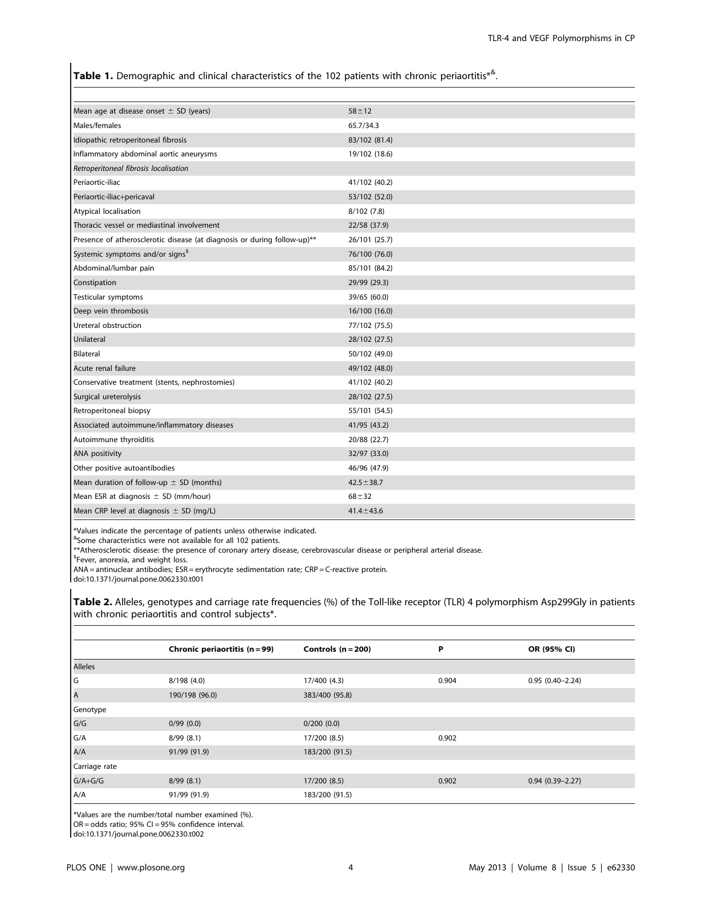**Table 1.** Demographic and clinical characteristics of the 102 patients with chronic periaortitis*[&].

| | |
|---|---|
| Mean age at disease onset ± SD (years) | 58±12 |
| Males/females | 65.7/34.3 |
| Idiopathic retroperitoneal fibrosis | 83/102 (81.4) |
| Inflammatory abdominal aortic aneurysms | 19/102 (18.6) |
| *Retroperitoneal fibrosis localisation* | |
| Periaortic-iliac | 41/102 (40.2) |
| Periaortic-iliac+pericaval | 53/102 (52.0) |
| Atypical localisation | 8/102 (7.8) |
| Thoracic vessel or mediastinal involvement | 22/58 (37.9) |
| Presence of atherosclerotic disease (at diagnosis or during follow-up)** | 26/101 (25.7) |
| Systemic symptoms and/or signs[§] | 76/100 (76.0) |
| Abdominal/lumbar pain | 85/101 (84.2) |
| Constipation | 29/99 (29.3) |
| Testicular symptoms | 39/65 (60.0) |
| Deep vein thrombosis | 16/100 (16.0) |
| Ureteral obstruction | 77/102 (75.5) |
| Unilateral | 28/102 (27.5) |
| Bilateral | 50/102 (49.0) |
| Acute renal failure | 49/102 (48.0) |
| Conservative treatment (stents, nephrostomies) | 41/102 (40.2) |
| Surgical ureterolysis | 28/102 (27.5) |
| Retroperitoneal biopsy | 55/101 (54.5) |
| Associated autoimmune/inflammatory diseases | 41/95 (43.2) |
| Autoimmune thyroiditis | 20/88 (22.7) |
| ANA positivity | 32/97 (33.0) |
| Other positive autoantibodies | 46/96 (47.9) |
| Mean duration of follow-up ± SD (months) | 42.5±38.7 |
| Mean ESR at diagnosis ± SD (mm/hour) | 68±32 |
| Mean CRP level at diagnosis ± SD (mg/L) | 41.4±43.6 |

*Values indicate the percentage of patients unless otherwise indicated.
[&]Some characteristics were not available for all 102 patients.
**Atherosclerotic disease: the presence of coronary artery disease, cerebrovascular disease or peripheral arterial disease.
[§]Fever, anorexia, and weight loss.
ANA = antinuclear antibodies; ESR = erythrocyte sedimentation rate; CRP = C-reactive protein.
doi:10.1371/journal.pone.0062330.t001

**Table 2.** Alleles, genotypes and carriage rate frequencies (%) of the Toll-like receptor (TLR) 4 polymorphism Asp299Gly in patients with chronic periaortitis and control subjects*.

| | Chronic periaortitis (n = 99) | Controls (n = 200) | P | OR (95% CI) |
|---|---|---|---|---|
| Alleles | | | | |
| G | 8/198 (4.0) | 17/400 (4.3) | 0.904 | 0.95 (0.40–2.24) |
| A | 190/198 (96.0) | 383/400 (95.8) | | |
| Genotype | | | | |
| G/G | 0/99 (0.0) | 0/200 (0.0) | | |
| G/A | 8/99 (8.1) | 17/200 (8.5) | 0.902 | |
| A/A | 91/99 (91.9) | 183/200 (91.5) | | |
| Carriage rate | | | | |
| G/A+G/G | 8/99 (8.1) | 17/200 (8.5) | 0.902 | 0.94 (0.39–2.27) |
| A/A | 91/99 (91.9) | 183/200 (91.5) | | |

*Values are the number/total number examined (%).
OR = odds ratio; 95% CI = 95% confidence interval.
doi:10.1371/journal.pone.0062330.t002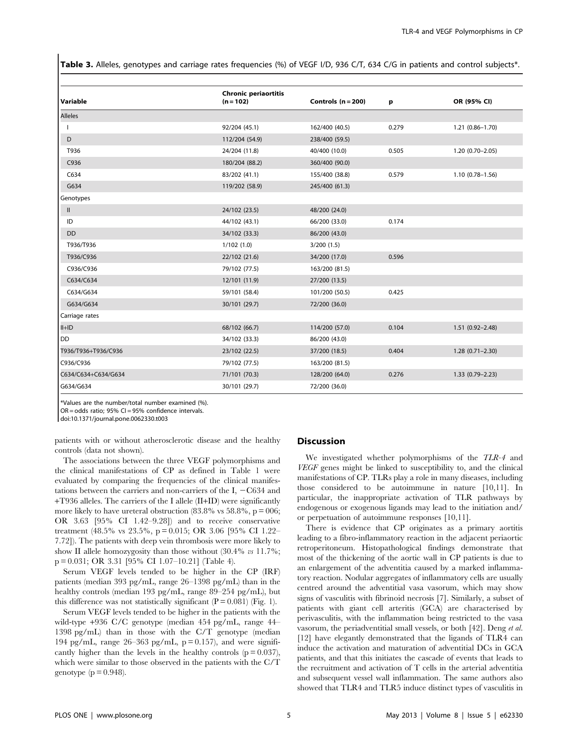**Table 3.** Alleles, genotypes and carriage rates frequencies (%) of VEGF I/D, 936 C/T, 634 C/G in patients and control subjects*.

| Variable | Chronic periaortitis (n = 102) | Controls (n = 200) | p | OR (95% CI) |
|---|---|---|---|---|
| Alleles | | | | |
| I | 92/204 (45.1) | 162/400 (40.5) | 0.279 | 1.21 (0.86–1.70) |
| D | 112/204 (54.9) | 238/400 (59.5) | | |
| T936 | 24/204 (11.8) | 40/400 (10.0) | 0.505 | 1.20 (0.70–2.05) |
| C936 | 180/204 (88.2) | 360/400 (90.0) | | |
| C634 | 83/202 (41.1) | 155/400 (38.8) | 0.579 | 1.10 (0.78–1.56) |
| G634 | 119/202 (58.9) | 245/400 (61.3) | | |
| Genotypes | | | | |
| II | 24/102 (23.5) | 48/200 (24.0) | | |
| ID | 44/102 (43.1) | 66/200 (33.0) | 0.174 | |
| DD | 34/102 (33.3) | 86/200 (43.0) | | |
| T936/T936 | 1/102 (1.0) | 3/200 (1.5) | | |
| T936/C936 | 22/102 (21.6) | 34/200 (17.0) | 0.596 | |
| C936/C936 | 79/102 (77.5) | 163/200 (81.5) | | |
| C634/C634 | 12/101 (11.9) | 27/200 (13.5) | | |
| C634/G634 | 59/101 (58.4) | 101/200 (50.5) | 0.425 | |
| G634/G634 | 30/101 (29.7) | 72/200 (36.0) | | |
| Carriage rates | | | | |
| II+ID | 68/102 (66.7) | 114/200 (57.0) | 0.104 | 1.51 (0.92–2.48) |
| DD | 34/102 (33.3) | 86/200 (43.0) | | |
| T936/T936+T936/C936 | 23/102 (22.5) | 37/200 (18.5) | 0.404 | 1.28 (0.71–2.30) |
| C936/C936 | 79/102 (77.5) | 163/200 (81.5) | | |
| C634/C634+C634/G634 | 71/101 (70.3) | 128/200 (64.0) | 0.276 | 1.33 (0.79–2.23) |
| G634/G634 | 30/101 (29.7) | 72/200 (36.0) | | |

*Values are the number/total number examined (%).
OR = odds ratio; 95% CI = 95% confidence intervals.
doi:10.1371/journal.pone.0062330.t003

patients with or without atherosclerotic disease and the healthy controls (data not shown).

The associations between the three VEGF polymorphisms and the clinical manifestations of CP as defined in Table 1 were evaluated by comparing the frequencies of the clinical manifestations between the carriers and non-carriers of the I, −C634 and +T936 alleles. The carriers of the I allele (II+ID) were significantly more likely to have ureteral obstruction (83.8% vs 58.8%, p = 006; OR 3.63 [95% CI 1.42–9.28]) and to receive conservative treatment (48.5% vs 23.5%, p = 0.015; OR 3.06 [95% CI 1.22–7.72]). The patients with deep vein thrombosis were more likely to show II allele homozygosity than those without (30.4% *vs* 11.7%; p = 0.031; OR 3.31 [95% CI 1.07–10.21] (Table 4).

Serum VEGF levels tended to be higher in the CP (IRF) patients (median 393 pg/mL, range 26–1398 pg/mL) than in the healthy controls (median 193 pg/mL, range 89–254 pg/mL), but this difference was not statistically significant (P = 0.081) (Fig. 1).

Serum VEGF levels tended to be higher in the patients with the wild-type +936 C/C genotype (median 454 pg/mL, range 44–1398 pg/mL) than in those with the C/T genotype (median 194 pg/mL, range 26–363 pg/mL, p = 0.157), and were significantly higher than the levels in the healthy controls (p = 0.037), which were similar to those observed in the patients with the C/T genotype (p = 0.948).

## Discussion

We investigated whether polymorphisms of the *TLR-4* and *VEGF* genes might be linked to susceptibility to, and the clinical manifestations of CP. TLRs play a role in many diseases, including those considered to be autoimmune in nature [10,11]. In particular, the inappropriate activation of TLR pathways by endogenous or exogenous ligands may lead to the initiation and/or perpetuation of autoimmune responses [10,11].

There is evidence that CP originates as a primary aortitis leading to a fibro-inflammatory reaction in the adjacent periaortic retroperitoneum. Histopathological findings demonstrate that most of the thickening of the aortic wall in CP patients is due to an enlargement of the adventitia caused by a marked inflammatory reaction. Nodular aggregates of inflammatory cells are usually centred around the adventitial vasa vasorum, which may show signs of vasculitis with fibrinoid necrosis [7]. Similarly, a subset of patients with giant cell arteritis (GCA) are characterised by perivasculitis, with the inflammation being restricted to the vasa vasorum, the periadventitial small vessels, or both [42]. Deng *et al.* [12] have elegantly demonstrated that the ligands of TLR4 can induce the activation and maturation of adventitial DCs in GCA patients, and that this initiates the cascade of events that leads to the recruitment and activation of T cells in the arterial adventitia and subsequent vessel wall inflammation. The same authors also showed that TLR4 and TLR5 induce distinct types of vasculitis in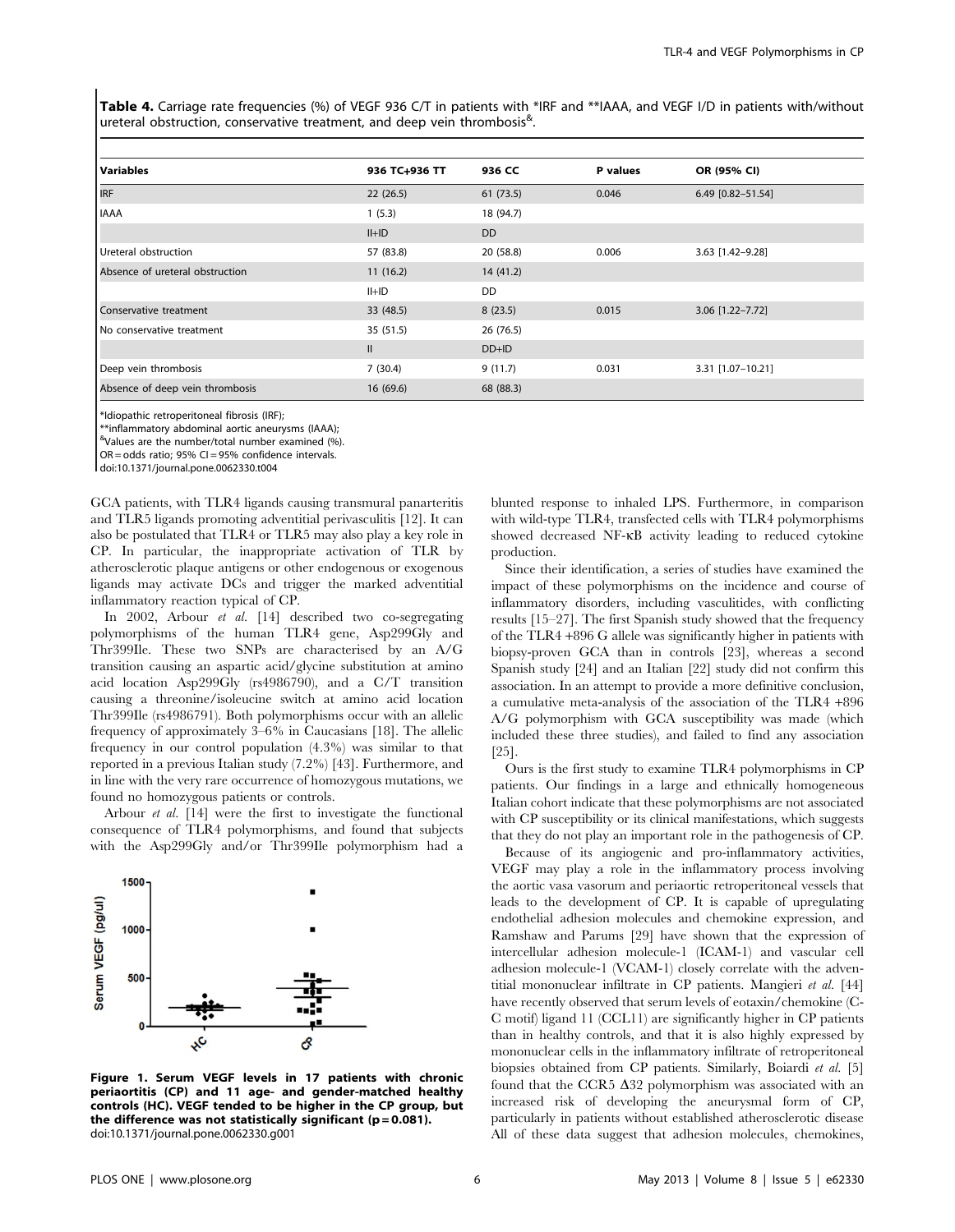**Table 4.** Carriage rate frequencies (%) of VEGF 936 C/T in patients with *IRF and **IAAA, and VEGF I/D in patients with/without ureteral obstruction, conservative treatment, and deep vein thrombosis&.

| Variables | 936 TC+936 TT | 936 CC | P values | OR (95% CI) |
|---|---|---|---|---|
| IRF | 22 (26.5) | 61 (73.5) | 0.046 | 6.49 [0.82–51.54] |
| IAAA | 1 (5.3) | 18 (94.7) | | |
| | II+ID | DD | | |
| Ureteral obstruction | 57 (83.8) | 20 (58.8) | 0.006 | 3.63 [1.42–9.28] |
| Absence of ureteral obstruction | 11 (16.2) | 14 (41.2) | | |
| | II+ID | DD | | |
| Conservative treatment | 33 (48.5) | 8 (23.5) | 0.015 | 3.06 [1.22–7.72] |
| No conservative treatment | 35 (51.5) | 26 (76.5) | | |
| | II | DD+ID | | |
| Deep vein thrombosis | 7 (30.4) | 9 (11.7) | 0.031 | 3.31 [1.07–10.21] |
| Absence of deep vein thrombosis | 16 (69.6) | 68 (88.3) | | |

*Idiopathic retroperitoneal fibrosis (IRF);
**inflammatory abdominal aortic aneurysms (IAAA);
&Values are the number/total number examined (%).
OR = odds ratio; 95% CI = 95% confidence intervals.
doi:10.1371/journal.pone.0062330.t004

GCA patients, with TLR4 ligands causing transmural panarteritis and TLR5 ligands promoting adventitial perivasculitis [12]. It can also be postulated that TLR4 or TLR5 may also play a key role in CP. In particular, the inappropriate activation of TLR by atherosclerotic plaque antigens or other endogenous or exogenous ligands may activate DCs and trigger the marked adventitial inflammatory reaction typical of CP.

In 2002, Arbour *et al.* [14] described two co-segregating polymorphisms of the human TLR4 gene, Asp299Gly and Thr399Ile. These two SNPs are characterised by an A/G transition causing an aspartic acid/glycine substitution at amino acid location Asp299Gly (rs4986790), and a C/T transition causing a threonine/isoleucine switch at amino acid location Thr399Ile (rs4986791). Both polymorphisms occur with an allelic frequency of approximately 3–6% in Caucasians [18]. The allelic frequency in our control population (4.3%) was similar to that reported in a previous Italian study (7.2%) [43]. Furthermore, and in line with the very rare occurrence of homozygous mutations, we found no homozygous patients or controls.

Arbour *et al.* [14] were the first to investigate the functional consequence of TLR4 polymorphisms, and found that subjects with the Asp299Gly and/or Thr399Ile polymorphism had a blunted response to inhaled LPS. Furthermore, in comparison with wild-type TLR4, transfected cells with TLR4 polymorphisms showed decreased NF-κB activity leading to reduced cytokine production.

**Figure 1. Serum VEGF levels in 17 patients with chronic periaortitis (CP) and 11 age- and gender-matched healthy controls (HC). VEGF tended to be higher in the CP group, but the difference was not statistically significant (p = 0.081).**
doi:10.1371/journal.pone.0062330.g001

Since their identification, a series of studies have examined the impact of these polymorphisms on the incidence and course of inflammatory disorders, including vasculitides, with conflicting results [15–27]. The first Spanish study showed that the frequency of the TLR4 +896 G allele was significantly higher in patients with biopsy-proven GCA than in controls [23], whereas a second Spanish study [24] and an Italian [22] study did not confirm this association. In an attempt to provide a more definitive conclusion, a cumulative meta-analysis of the association of the TLR4 +896 A/G polymorphism with GCA susceptibility was made (which included these three studies), and failed to find any association [25].

Ours is the first study to examine TLR4 polymorphisms in CP patients. Our findings in a large and ethnically homogeneous Italian cohort indicate that these polymorphisms are not associated with CP susceptibility or its clinical manifestations, which suggests that they do not play an important role in the pathogenesis of CP.

Because of its angiogenic and pro-inflammatory activities, VEGF may play a role in the inflammatory process involving the aortic vasa vasorum and periaortic retroperitoneal vessels that leads to the development of CP. It is capable of upregulating endothelial adhesion molecules and chemokine expression, and Ramshaw and Parums [29] have shown that the expression of intercellular adhesion molecule-1 (ICAM-1) and vascular cell adhesion molecule-1 (VCAM-1) closely correlate with the adventitial mononuclear infiltrate in CP patients. Mangieri *et al.* [44] have recently observed that serum levels of eotaxin/chemokine (C-C motif) ligand 11 (CCL11) are significantly higher in CP patients than in healthy controls, and that it is also highly expressed by mononuclear cells in the inflammatory infiltrate of retroperitoneal biopsies obtained from CP patients. Similarly, Boiardi *et al.* [5] found that the CCR5 Δ32 polymorphism was associated with an increased risk of developing the aneurysmal form of CP, particularly in patients without established atherosclerotic disease All of these data suggest that adhesion molecules, chemokines,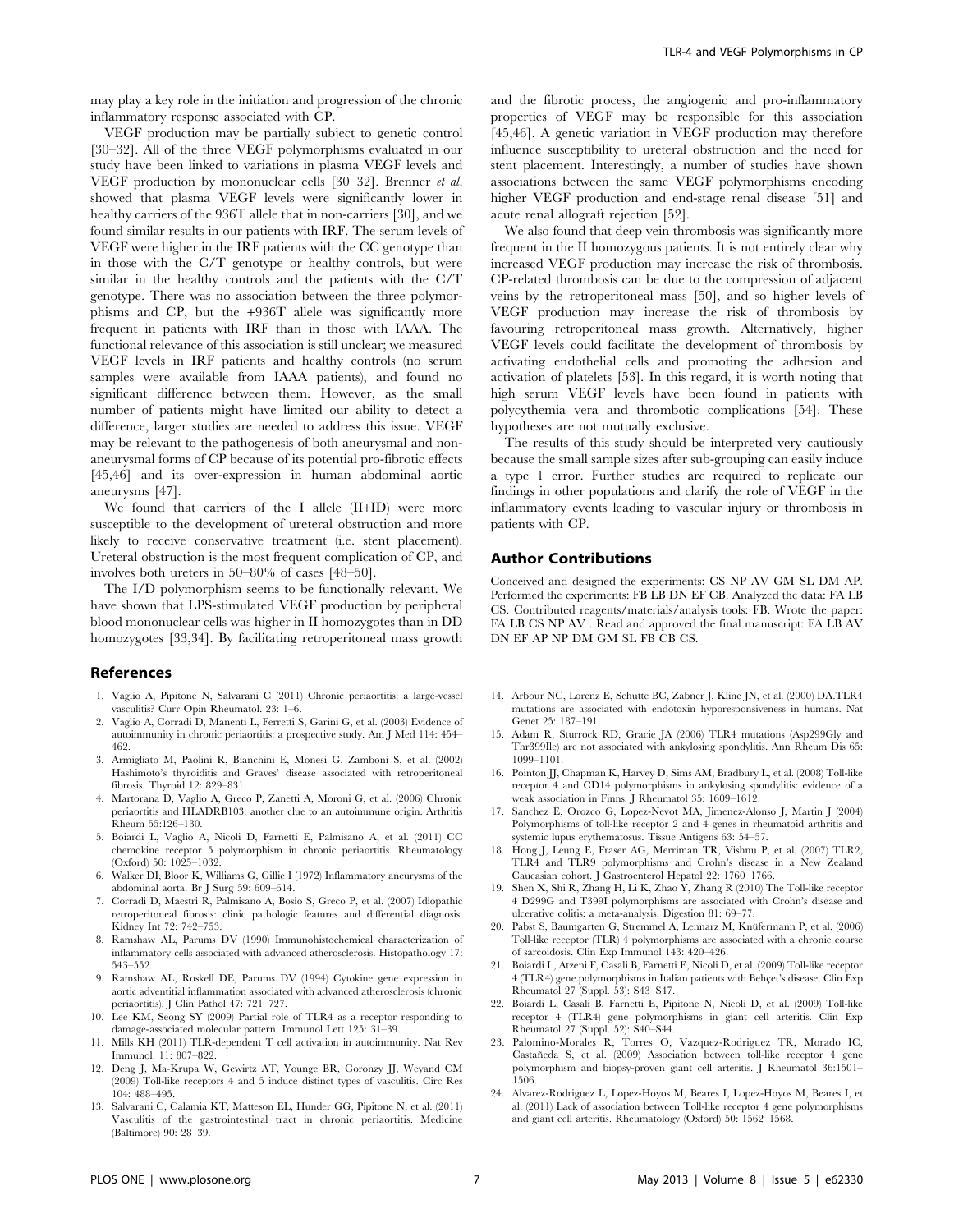may play a key role in the initiation and progression of the chronic inflammatory response associated with CP.

VEGF production may be partially subject to genetic control [30–32]. All of the three VEGF polymorphisms evaluated in our study have been linked to variations in plasma VEGF levels and VEGF production by mononuclear cells [30–32]. Brenner *et al.* showed that plasma VEGF levels were significantly lower in healthy carriers of the 936T allele that in non-carriers [30], and we found similar results in our patients with IRF. The serum levels of VEGF were higher in the IRF patients with the CC genotype than in those with the C/T genotype or healthy controls, but were similar in the healthy controls and the patients with the C/T genotype. There was no association between the three polymorphisms and CP, but the +936T allele was significantly more frequent in patients with IRF than in those with IAAA. The functional relevance of this association is still unclear; we measured VEGF levels in IRF patients and healthy controls (no serum samples were available from IAAA patients), and found no significant difference between them. However, as the small number of patients might have limited our ability to detect a difference, larger studies are needed to address this issue. VEGF may be relevant to the pathogenesis of both aneurysmal and non-aneurysmal forms of CP because of its potential pro-fibrotic effects [45,46] and its over-expression in human abdominal aortic aneurysms [47].

We found that carriers of the I allele (II+ID) were more susceptible to the development of ureteral obstruction and more likely to receive conservative treatment (i.e. stent placement). Ureteral obstruction is the most frequent complication of CP, and involves both ureters in 50–80% of cases [48–50].

The I/D polymorphism seems to be functionally relevant. We have shown that LPS-stimulated VEGF production by peripheral blood mononuclear cells was higher in II homozygotes than in DD homozygotes [33,34]. By facilitating retroperitoneal mass growth and the fibrotic process, the angiogenic and pro-inflammatory properties of VEGF may be responsible for this association [45,46]. A genetic variation in VEGF production may therefore influence susceptibility to ureteral obstruction and the need for stent placement. Interestingly, a number of studies have shown associations between the same VEGF polymorphisms encoding higher VEGF production and end-stage renal disease [51] and acute renal allograft rejection [52].

We also found that deep vein thrombosis was significantly more frequent in the II homozygous patients. It is not entirely clear why increased VEGF production may increase the risk of thrombosis. CP-related thrombosis can be due to the compression of adjacent veins by the retroperitoneal mass [50], and so higher levels of VEGF production may increase the risk of thrombosis by favouring retroperitoneal mass growth. Alternatively, higher VEGF levels could facilitate the development of thrombosis by activating endothelial cells and promoting the adhesion and activation of platelets [53]. In this regard, it is worth noting that high serum VEGF levels have been found in patients with polycythemia vera and thrombotic complications [54]. These hypotheses are not mutually exclusive.

The results of this study should be interpreted very cautiously because the small sample sizes after sub-grouping can easily induce a type 1 error. Further studies are required to replicate our findings in other populations and clarify the role of VEGF in the inflammatory events leading to vascular injury or thrombosis in patients with CP.

## Author Contributions

Conceived and designed the experiments: CS NP AV GM SL DM AP. Performed the experiments: FB LB DN EF CB. Analyzed the data: FA LB CS. Contributed reagents/materials/analysis tools: FB. Wrote the paper: FA LB CS NP AV . Read and approved the final manuscript: FA LB AV DN EF AP NP DM GM SL FB CB CS.

## References

1. Vaglio A, Pipitone N, Salvarani C (2011) Chronic periaortitis: a large-vessel vasculitis? Curr Opin Rheumatol. 23: 1–6.
2. Vaglio A, Corradi D, Manenti L, Ferretti S, Garini G, et al. (2003) Evidence of autoimmunity in chronic periaortitis: a prospective study. Am J Med 114: 454–462.
3. Armigliato M, Paolini R, Bianchini E, Monesi G, Zamboni S, et al. (2002) Hashimoto's thyroiditis and Graves' disease associated with retroperitoneal fibrosis. Thyroid 12: 829–831.
4. Martorana D, Vaglio A, Greco P, Zanetti A, Moroni G, et al. (2006) Chronic periaortitis and HLADRB103: another clue to an autoimmune origin. Arthritis Rheum 55:126–130.
5. Boiardi L, Vaglio A, Nicoli D, Farnetti E, Palmisano A, et al. (2011) CC chemokine receptor 5 polymorphism in chronic periaortitis. Rheumatology (Oxford) 50: 1025–1032.
6. Walker DI, Bloor K, Williams G, Gillie I (1972) Inflammatory aneurysms of the abdominal aorta. Br J Surg 59: 609–614.
7. Corradi D, Maestri R, Palmisano A, Bosio S, Greco P, et al. (2007) Idiopathic retroperitoneal fibrosis: clinic pathologic features and differential diagnosis. Kidney Int 72: 742–753.
8. Ramshaw AL, Parums DV (1990) Immunohistochemical characterization of inflammatory cells associated with advanced atherosclerosis. Histopathology 17: 543–552.
9. Ramshaw AL, Roskell DE, Parums DV (1994) Cytokine gene expression in aortic adventitial inflammation associated with advanced atherosclerosis (chronic periaortitis). J Clin Pathol 47: 721–727.
10. Lee KM, Seong SY (2009) Partial role of TLR4 as a receptor responding to damage-associated molecular pattern. Immunol Lett 125: 31–39.
11. Mills KH (2011) TLR-dependent T cell activation in autoimmunity. Nat Rev Immunol. 11: 807–822.
12. Deng J, Ma-Krupa W, Gewirtz AT, Younge BR, Goronzy JJ, Weyand CM (2009) Toll-like receptors 4 and 5 induce distinct types of vasculitis. Circ Res 104: 488–495.
13. Salvarani C, Calamia KT, Matteson EL, Hunder GG, Pipitone N, et al. (2011) Vasculitis of the gastrointestinal tract in chronic periaortitis. Medicine (Baltimore) 90: 28–39.
14. Arbour NC, Lorenz E, Schutte BC, Zabner J, Kline JN, et al. (2000) DA.TLR4 mutations are associated with endotoxin hyporesponsiveness in humans. Nat Genet 25: 187–191.
15. Adam R, Sturrock RD, Gracie JA (2006) TLR4 mutations (Asp299Gly and Thr399Ile) are not associated with ankylosing spondylitis. Ann Rheum Dis 65: 1099–1101.
16. Pointon JJ, Chapman K, Harvey D, Sims AM, Bradbury L, et al. (2008) Toll-like receptor 4 and CD14 polymorphisms in ankylosing spondylitis: evidence of a weak association in Finns. J Rheumatol 35: 1609–1612.
17. Sanchez E, Orozco G, Lopez-Nevot MA, Jimenez-Alonso J, Martin J (2004) Polymorphisms of toll-like receptor 2 and 4 genes in rheumatoid arthritis and systemic lupus erythematosus. Tissue Antigens 63: 54–57.
18. Hong J, Leung E, Fraser AG, Merriman TR, Vishnu P, et al. (2007) TLR2, TLR4 and TLR9 polymorphisms and Crohn's disease in a New Zealand Caucasian cohort. J Gastroenterol Hepatol 22: 1760–1766.
19. Shen X, Shi R, Zhang H, Li K, Zhao Y, Zhang R (2010) The Toll-like receptor 4 D299G and T399I polymorphisms are associated with Crohn's disease and ulcerative colitis: a meta-analysis. Digestion 81: 69–77.
20. Pabst S, Baumgarten G, Stremmel A, Lennarz M, Knüfermann P, et al. (2006) Toll-like receptor (TLR) 4 polymorphisms are associated with a chronic course of sarcoidosis. Clin Exp Immunol 143: 420–426.
21. Boiardi L, Atzeni F, Casali B, Farnetti E, Nicoli D, et al. (2009) Toll-like receptor 4 (TLR4) gene polymorphisms in Italian patients with Behçet's disease. Clin Exp Rheumatol 27 (Suppl. 53): S43–S47.
22. Boiardi L, Casali B, Farnetti E, Pipitone N, Nicoli D, et al. (2009) Toll-like receptor 4 (TLR4) gene polymorphisms in giant cell arteritis. Clin Exp Rheumatol 27 (Suppl. 52): S40–S44.
23. Palomino-Morales R, Torres O, Vazquez-Rodriguez TR, Morado IC, Castañeda S, et al. (2009) Association between toll-like receptor 4 gene polymorphism and biopsy-proven giant cell arteritis. J Rheumatol 36:1501–1506.
24. Alvarez-Rodriguez L, Lopez-Hoyos M, Beares I, Lopez-Hoyos M, Beares I, et al. (2011) Lack of association between Toll-like receptor 4 gene polymorphisms and giant cell arteritis. Rheumatology (Oxford) 50: 1562–1568.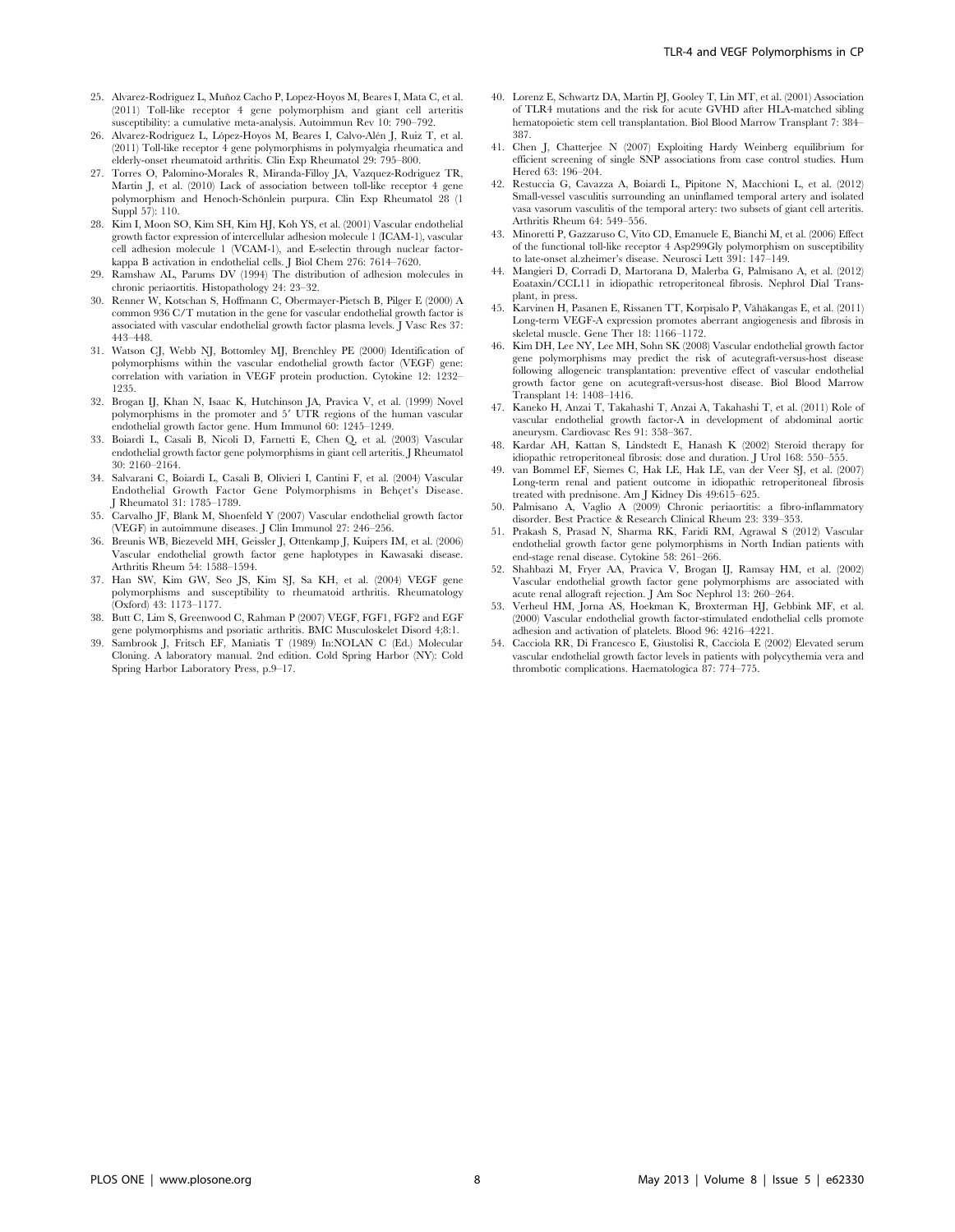25. Alvarez-Rodriguez L, Muñoz Cacho P, Lopez-Hoyos M, Beares I, Mata C, et al. (2011) Toll-like receptor 4 gene polymorphism and giant cell arteritis susceptibility: a cumulative meta-analysis. Autoimmun Rev 10: 790–792.
26. Alvarez-Rodriguez L, López-Hoyos M, Beares I, Calvo-Alén J, Ruiz T, et al. (2011) Toll-like receptor 4 gene polymorphisms in polymyalgia rheumatica and elderly-onset rheumatoid arthritis. Clin Exp Rheumatol 29: 795–800.
27. Torres O, Palomino-Morales R, Miranda-Filloy JA, Vazquez-Rodriguez TR, Martin J, et al. (2010) Lack of association between toll-like receptor 4 gene polymorphism and Henoch-Schönlein purpura. Clin Exp Rheumatol 28 (1 Suppl 57): 110.
28. Kim I, Moon SO, Kim SH, Kim HJ, Koh YS, et al. (2001) Vascular endothelial growth factor expression of intercellular adhesion molecule 1 (ICAM-1), vascular cell adhesion molecule 1 (VCAM-1), and E-selectin through nuclear factor-kappa B activation in endothelial cells. J Biol Chem 276: 7614–7620.
29. Ramshaw AL, Parums DV (1994) The distribution of adhesion molecules in chronic periaortitis. Histopathology 24: 23–32.
30. Renner W, Kotschan S, Hoffmann C, Obermayer-Pietsch B, Pilger E (2000) A common 936 C/T mutation in the gene for vascular endothelial growth factor is associated with vascular endothelial growth factor plasma levels. J Vasc Res 37: 443–448.
31. Watson CJ, Webb NJ, Bottomley MJ, Brenchley PE (2000) Identification of polymorphisms within the vascular endothelial growth factor (VEGF) gene: correlation with variation in VEGF protein production. Cytokine 12: 1232–1235.
32. Brogan IJ, Khan N, Isaac K, Hutchinson JA, Pravica V, et al. (1999) Novel polymorphisms in the promoter and 5′ UTR regions of the human vascular endothelial growth factor gene. Hum Immunol 60: 1245–1249.
33. Boiardi L, Casali B, Nicoli D, Farnetti E, Chen Q, et al. (2003) Vascular endothelial growth factor gene polymorphisms in giant cell arteritis. J Rheumatol 30: 2160–2164.
34. Salvarani C, Boiardi L, Casali B, Olivieri I, Cantini F, et al. (2004) Vascular Endothelial Growth Factor Gene Polymorphisms in Behçet's Disease. J Rheumatol 31: 1785–1789.
35. Carvalho JF, Blank M, Shoenfeld Y (2007) Vascular endothelial growth factor (VEGF) in autoimmune diseases. J Clin Immunol 27: 246–256.
36. Breunis WB, Biezeveld MH, Geissler J, Ottenkamp J, Kuipers IM, et al. (2006) Vascular endothelial growth factor gene haplotypes in Kawasaki disease. Arthritis Rheum 54: 1588–1594.
37. Han SW, Kim GW, Seo JS, Kim SJ, Sa KH, et al. (2004) VEGF gene polymorphisms and susceptibility to rheumatoid arthritis. Rheumatology (Oxford) 43: 1173–1177.
38. Butt C, Lim S, Greenwood C, Rahman P (2007) VEGF, FGF1, FGF2 and EGF gene polymorphisms and psoriatic arthritis. BMC Musculoskelet Disord 4;8:1.
39. Sambrook J, Fritsch EF, Maniatis T (1989) In:NOLAN C (Ed.) Molecular Cloning. A laboratory manual. 2nd edition. Cold Spring Harbor (NY): Cold Spring Harbor Laboratory Press, p.9–17.
40. Lorenz E, Schwartz DA, Martin PJ, Gooley T, Lin MT, et al. (2001) Association of TLR4 mutations and the risk for acute GVHD after HLA-matched sibling hematopoietic stem cell transplantation. Biol Blood Marrow Transplant 7: 384–387.
41. Chen J, Chatterjee N (2007) Exploiting Hardy Weinberg equilibrium for efficient screening of single SNP associations from case control studies. Hum Hered 63: 196–204.
42. Restuccia G, Cavazza A, Boiardi L, Pipitone N, Macchioni L, et al. (2012) Small-vessel vasculitis surrounding an uninflamed temporal artery and isolated vasa vasorum vasculitis of the temporal artery: two subsets of giant cell arteritis. Arthritis Rheum 64: 549–556.
43. Minoretti P, Gazzaruso C, Vito CD, Emanuele E, Bianchi M, et al. (2006) Effect of the functional toll-like receptor 4 Asp299Gly polymorphism on susceptibility to late-onset al.zheimer's disease. Neurosci Lett 391: 147–149.
44. Mangieri D, Corradi D, Martorana D, Malerba G, Palmisano A, et al. (2012) Eoataxin/CCL11 in idiopathic retroperitoneal fibrosis. Nephrol Dial Transplant, in press.
45. Karvinen H, Pasanen E, Rissanen TT, Korpisalo P, Vähäkangas E, et al. (2011) Long-term VEGF-A expression promotes aberrant angiogenesis and fibrosis in skeletal muscle. Gene Ther 18: 1166–1172.
46. Kim DH, Lee NY, Lee MH, Sohn SK (2008) Vascular endothelial growth factor gene polymorphisms may predict the risk of acutegraft-versus-host disease following allogeneic transplantation: preventive effect of vascular endothelial growth factor gene on acutegraft-versus-host disease. Biol Blood Marrow Transplant 14: 1408–1416.
47. Kaneko H, Anzai T, Takahashi T, Anzai A, Takahashi T, et al. (2011) Role of vascular endothelial growth factor-A in development of abdominal aortic aneurysm. Cardiovasc Res 91: 358–367.
48. Kardar AH, Kattan S, Lindstedt E, Hanash K (2002) Steroid therapy for idiopathic retroperitoneal fibrosis: dose and duration. J Urol 168: 550–555.
49. van Bommel EF, Siemes C, Hak LE, Hak LE, van der Veer SJ, et al. (2007) Long-term renal and patient outcome in idiopathic retroperitoneal fibrosis treated with prednisone. Am J Kidney Dis 49:615–625.
50. Palmisano A, Vaglio A (2009) Chronic periaortitis: a fibro-inflammatory disorder. Best Practice & Research Clinical Rheum 23: 339–353.
51. Prakash S, Prasad N, Sharma RK, Faridi RM, Agrawal S (2012) Vascular endothelial growth factor gene polymorphisms in North Indian patients with end-stage renal disease. Cytokine 58: 261–266.
52. Shahbazi M, Fryer AA, Pravica V, Brogan IJ, Ramsay HM, et al. (2002) Vascular endothelial growth factor gene polymorphisms are associated with acute renal allograft rejection. J Am Soc Nephrol 13: 260–264.
53. Verheul HM, Jorna AS, Hoekman K, Broxterman HJ, Gebbink MF, et al. (2000) Vascular endothelial growth factor-stimulated endothelial cells promote adhesion and activation of platelets. Blood 96: 4216–4221.
54. Cacciola RR, Di Francesco E, Giustolisi R, Cacciola E (2002) Elevated serum vascular endothelial growth factor levels in patients with polycythemia vera and thrombotic complications. Haematologica 87: 774–775.